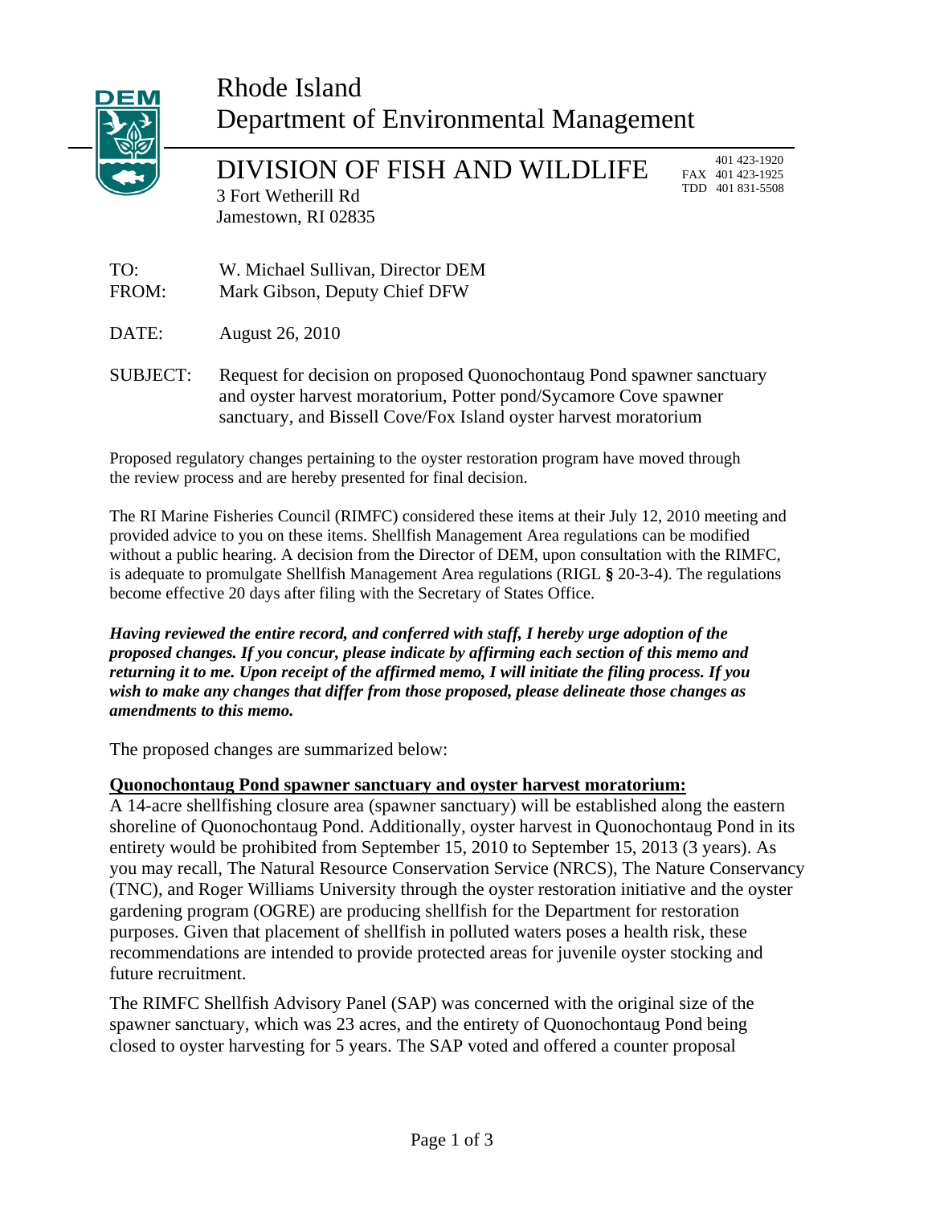# Rhode Island
# Department of Environmental Management

## DIVISION OF FISH AND WILDLIFE

3 Fort Wetherill Rd
Jamestown, RI 02835

401 423-1920
FAX 401 423-1925
TDD 401 831-5508

TO: W. Michael Sullivan, Director DEM
FROM: Mark Gibson, Deputy Chief DFW

DATE: August 26, 2010

SUBJECT: Request for decision on proposed Quonochontaug Pond spawner sanctuary and oyster harvest moratorium, Potter pond/Sycamore Cove spawner sanctuary, and Bissell Cove/Fox Island oyster harvest moratorium

Proposed regulatory changes pertaining to the oyster restoration program have moved through the review process and are hereby presented for final decision.

The RI Marine Fisheries Council (RIMFC) considered these items at their July 12, 2010 meeting and provided advice to you on these items. Shellfish Management Area regulations can be modified without a public hearing. A decision from the Director of DEM, upon consultation with the RIMFC, is adequate to promulgate Shellfish Management Area regulations (RIGL **§** 20-3-4). The regulations become effective 20 days after filing with the Secretary of States Office.

***Having reviewed the entire record, and conferred with staff, I hereby urge adoption of the proposed changes. If you concur, please indicate by affirming each section of this memo and returning it to me. Upon receipt of the affirmed memo, I will initiate the filing process. If you wish to make any changes that differ from those proposed, please delineate those changes as amendments to this memo.***

The proposed changes are summarized below:

**Quonochontaug Pond spawner sanctuary and oyster harvest moratorium:**

A 14-acre shellfishing closure area (spawner sanctuary) will be established along the eastern shoreline of Quonochontaug Pond. Additionally, oyster harvest in Quonochontaug Pond in its entirety would be prohibited from September 15, 2010 to September 15, 2013 (3 years). As you may recall, The Natural Resource Conservation Service (NRCS), The Nature Conservancy (TNC), and Roger Williams University through the oyster restoration initiative and the oyster gardening program (OGRE) are producing shellfish for the Department for restoration purposes. Given that placement of shellfish in polluted waters poses a health risk, these recommendations are intended to provide protected areas for juvenile oyster stocking and future recruitment.

The RIMFC Shellfish Advisory Panel (SAP) was concerned with the original size of the spawner sanctuary, which was 23 acres, and the entirety of Quonochontaug Pond being closed to oyster harvesting for 5 years. The SAP voted and offered a counter proposal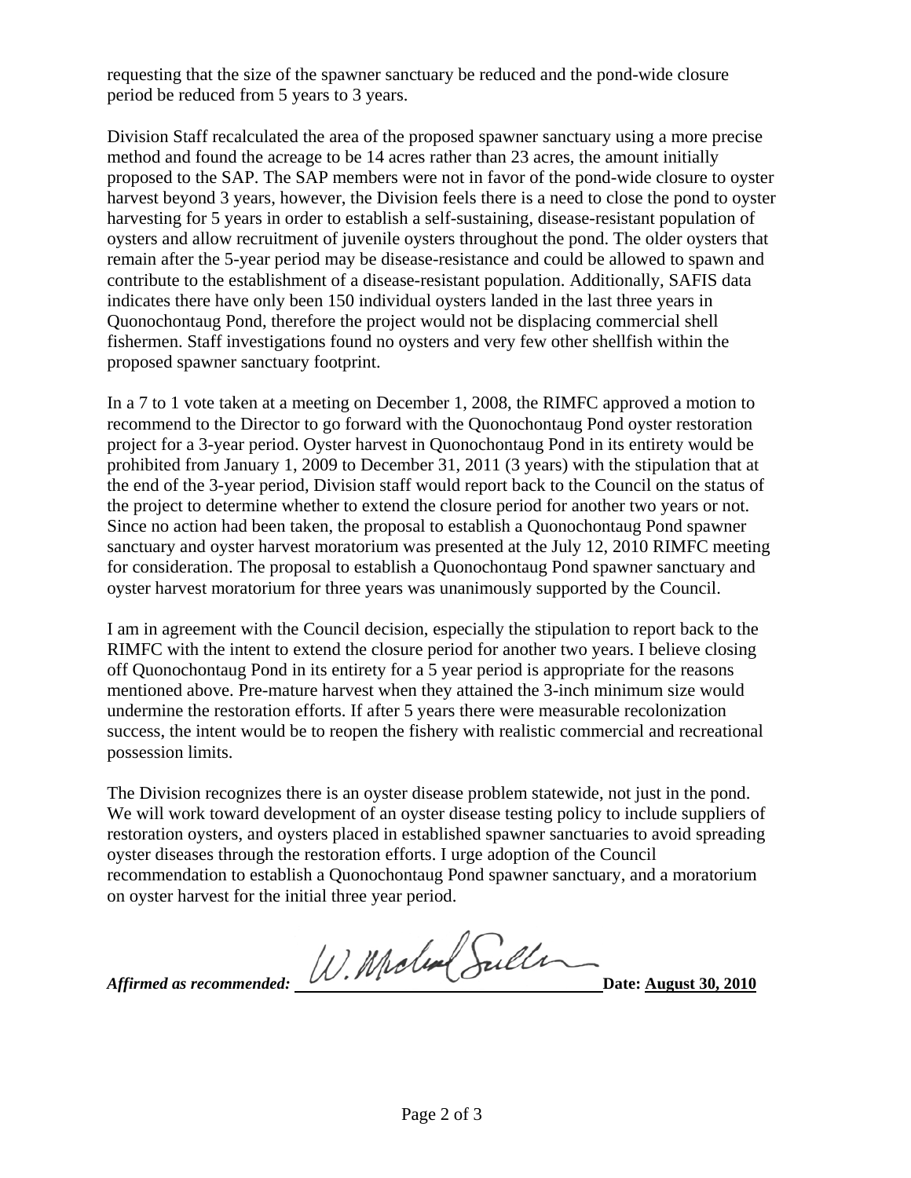requesting that the size of the spawner sanctuary be reduced and the pond-wide closure period be reduced from 5 years to 3 years.

Division Staff recalculated the area of the proposed spawner sanctuary using a more precise method and found the acreage to be 14 acres rather than 23 acres, the amount initially proposed to the SAP. The SAP members were not in favor of the pond-wide closure to oyster harvest beyond 3 years, however, the Division feels there is a need to close the pond to oyster harvesting for 5 years in order to establish a self-sustaining, disease-resistant population of oysters and allow recruitment of juvenile oysters throughout the pond. The older oysters that remain after the 5-year period may be disease-resistance and could be allowed to spawn and contribute to the establishment of a disease-resistant population. Additionally, SAFIS data indicates there have only been 150 individual oysters landed in the last three years in Quonochontaug Pond, therefore the project would not be displacing commercial shell fishermen. Staff investigations found no oysters and very few other shellfish within the proposed spawner sanctuary footprint.

In a 7 to 1 vote taken at a meeting on December 1, 2008, the RIMFC approved a motion to recommend to the Director to go forward with the Quonochontaug Pond oyster restoration project for a 3-year period. Oyster harvest in Quonochontaug Pond in its entirety would be prohibited from January 1, 2009 to December 31, 2011 (3 years) with the stipulation that at the end of the 3-year period, Division staff would report back to the Council on the status of the project to determine whether to extend the closure period for another two years or not. Since no action had been taken, the proposal to establish a Quonochontaug Pond spawner sanctuary and oyster harvest moratorium was presented at the July 12, 2010 RIMFC meeting for consideration. The proposal to establish a Quonochontaug Pond spawner sanctuary and oyster harvest moratorium for three years was unanimously supported by the Council.

I am in agreement with the Council decision, especially the stipulation to report back to the RIMFC with the intent to extend the closure period for another two years. I believe closing off Quonochontaug Pond in its entirety for a 5 year period is appropriate for the reasons mentioned above. Pre-mature harvest when they attained the 3-inch minimum size would undermine the restoration efforts. If after 5 years there were measurable recolonization success, the intent would be to reopen the fishery with realistic commercial and recreational possession limits.

The Division recognizes there is an oyster disease problem statewide, not just in the pond. We will work toward development of an oyster disease testing policy to include suppliers of restoration oysters, and oysters placed in established spawner sanctuaries to avoid spreading oyster diseases through the restoration efforts. I urge adoption of the Council recommendation to establish a Quonochontaug Pond spawner sanctuary, and a moratorium on oyster harvest for the initial three year period.

***Affirmed as recommended:*** W. Michael Sullivan **Date: August 30, 2010**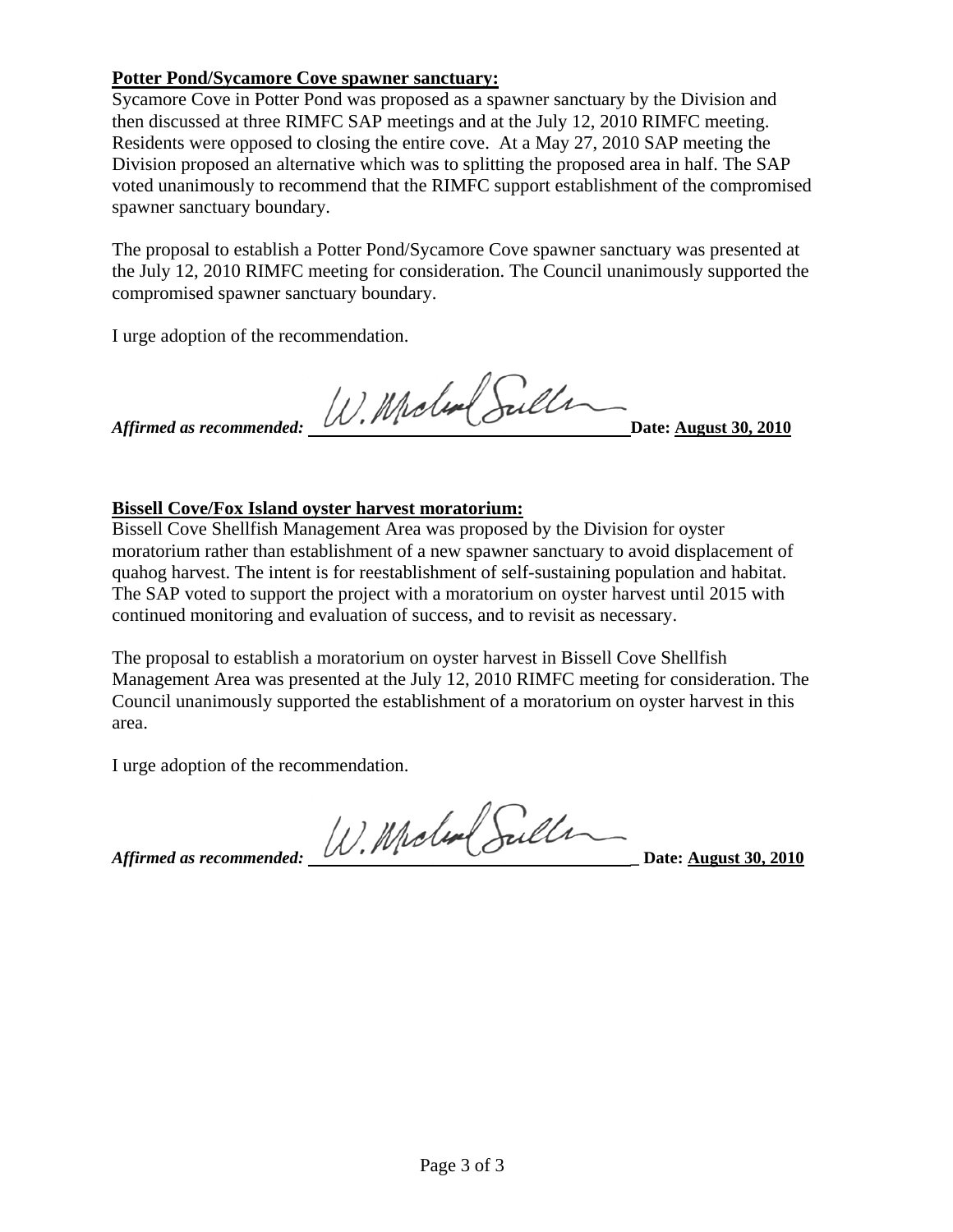**Potter Pond/Sycamore Cove spawner sanctuary:**

Sycamore Cove in Potter Pond was proposed as a spawner sanctuary by the Division and then discussed at three RIMFC SAP meetings and at the July 12, 2010 RIMFC meeting. Residents were opposed to closing the entire cove. At a May 27, 2010 SAP meeting the Division proposed an alternative which was to splitting the proposed area in half. The SAP voted unanimously to recommend that the RIMFC support establishment of the compromised spawner sanctuary boundary.

The proposal to establish a Potter Pond/Sycamore Cove spawner sanctuary was presented at the July 12, 2010 RIMFC meeting for consideration. The Council unanimously supported the compromised spawner sanctuary boundary.

I urge adoption of the recommendation.

*Affirmed as recommended:* W. Michael Sullivan **Date: August 30, 2010**

**Bissell Cove/Fox Island oyster harvest moratorium:**

Bissell Cove Shellfish Management Area was proposed by the Division for oyster moratorium rather than establishment of a new spawner sanctuary to avoid displacement of quahog harvest. The intent is for reestablishment of self-sustaining population and habitat. The SAP voted to support the project with a moratorium on oyster harvest until 2015 with continued monitoring and evaluation of success, and to revisit as necessary.

The proposal to establish a moratorium on oyster harvest in Bissell Cove Shellfish Management Area was presented at the July 12, 2010 RIMFC meeting for consideration. The Council unanimously supported the establishment of a moratorium on oyster harvest in this area.

I urge adoption of the recommendation.

*Affirmed as recommended:* W. Michael Sullivan **Date: August 30, 2010**